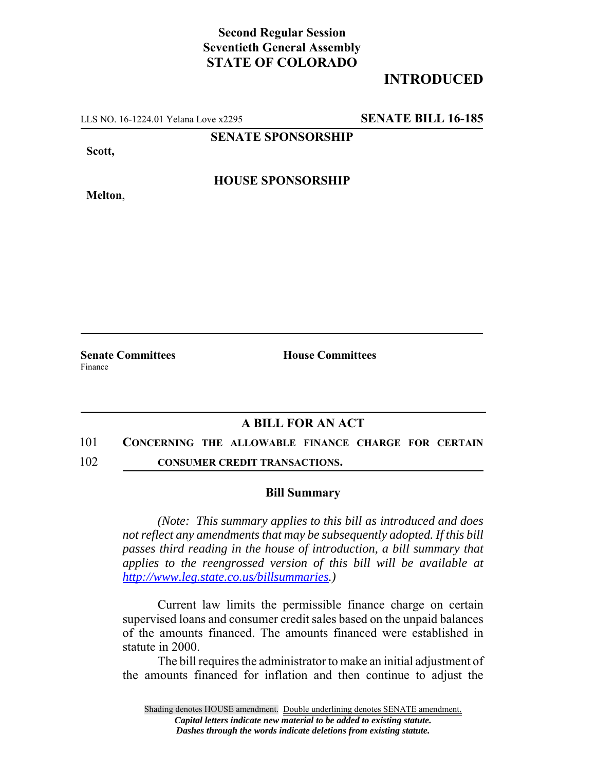**Second Regular Session**
**Seventieth General Assembly**
**STATE OF COLORADO**

# INTRODUCED

LLS NO. 16-1224.01 Yelana Love x2295 **SENATE BILL 16-185**

**SENATE SPONSORSHIP**

**Scott,**

**HOUSE SPONSORSHIP**

**Melton**,

**Senate Committees**
Finance

**House Committees**

## A BILL FOR AN ACT

101 **CONCERNING THE ALLOWABLE FINANCE CHARGE FOR CERTAIN**
102 **CONSUMER CREDIT TRANSACTIONS.**

### Bill Summary

*(Note: This summary applies to this bill as introduced and does not reflect any amendments that may be subsequently adopted. If this bill passes third reading in the house of introduction, a bill summary that applies to the reengrossed version of this bill will be available at http://www.leg.state.co.us/billsummaries.)*

Current law limits the permissible finance charge on certain supervised loans and consumer credit sales based on the unpaid balances of the amounts financed. The amounts financed were established in statute in 2000.

The bill requires the administrator to make an initial adjustment of the amounts financed for inflation and then continue to adjust the

Shading denotes HOUSE amendment. Double underlining denotes SENATE amendment.
*Capital letters indicate new material to be added to existing statute.*
*Dashes through the words indicate deletions from existing statute.*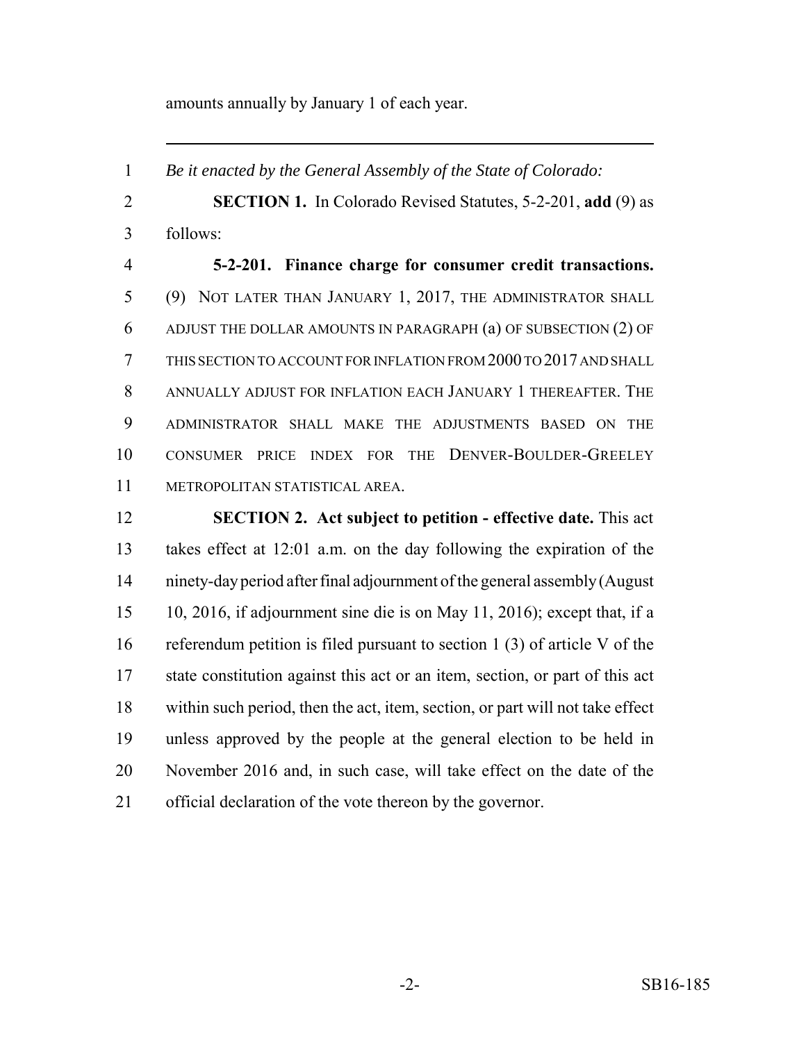amounts annually by January 1 of each year.

---

*Be it enacted by the General Assembly of the State of Colorado:*

**SECTION 1.** In Colorado Revised Statutes, 5-2-201, **add** (9) as follows:

**5-2-201. Finance charge for consumer credit transactions.** (9) NOT LATER THAN JANUARY 1, 2017, THE ADMINISTRATOR SHALL ADJUST THE DOLLAR AMOUNTS IN PARAGRAPH (a) OF SUBSECTION (2) OF THIS SECTION TO ACCOUNT FOR INFLATION FROM 2000 TO 2017 AND SHALL ANNUALLY ADJUST FOR INFLATION EACH JANUARY 1 THEREAFTER. THE ADMINISTRATOR SHALL MAKE THE ADJUSTMENTS BASED ON THE CONSUMER PRICE INDEX FOR THE DENVER-BOULDER-GREELEY METROPOLITAN STATISTICAL AREA.

**SECTION 2. Act subject to petition - effective date.** This act takes effect at 12:01 a.m. on the day following the expiration of the ninety-day period after final adjournment of the general assembly (August 10, 2016, if adjournment sine die is on May 11, 2016); except that, if a referendum petition is filed pursuant to section 1 (3) of article V of the state constitution against this act or an item, section, or part of this act within such period, then the act, item, section, or part will not take effect unless approved by the people at the general election to be held in November 2016 and, in such case, will take effect on the date of the official declaration of the vote thereon by the governor.